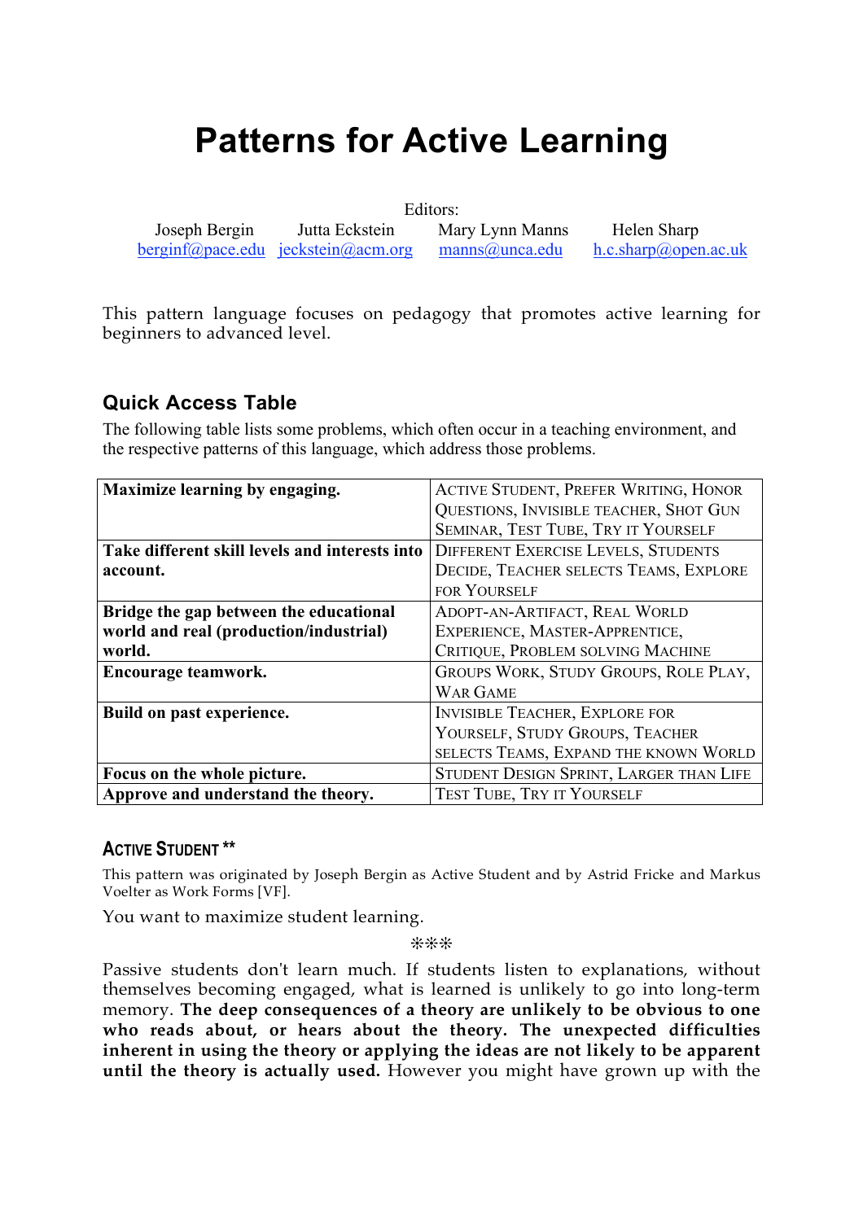# Patterns for Active Learning

Editors:

Joseph Bergin berginf@pace.edu — Jutta Eckstein jeckstein@acm.org — Mary Lynn Manns manns@unca.edu — Helen Sharp h.c.sharp@open.ac.uk

This pattern language focuses on pedagogy that promotes active learning for beginners to advanced level.

## Quick Access Table

The following table lists some problems, which often occur in a teaching environment, and the respective patterns of this language, which address those problems.

| Problem | Patterns |
|---|---|
| **Maximize learning by engaging.** | ACTIVE STUDENT, PREFER WRITING, HONOR QUESTIONS, INVISIBLE TEACHER, SHOT GUN SEMINAR, TEST TUBE, TRY IT YOURSELF |
| **Take different skill levels and interests into account.** | DIFFERENT EXERCISE LEVELS, STUDENTS DECIDE, TEACHER SELECTS TEAMS, EXPLORE FOR YOURSELF |
| **Bridge the gap between the educational world and real (production/industrial) world.** | ADOPT-AN-ARTIFACT, REAL WORLD EXPERIENCE, MASTER-APPRENTICE, CRITIQUE, PROBLEM SOLVING MACHINE |
| **Encourage teamwork.** | GROUPS WORK, STUDY GROUPS, ROLE PLAY, WAR GAME |
| **Build on past experience.** | INVISIBLE TEACHER, EXPLORE FOR YOURSELF, STUDY GROUPS, TEACHER SELECTS TEAMS, EXPAND THE KNOWN WORLD |
| **Focus on the whole picture.** | STUDENT DESIGN SPRINT, LARGER THAN LIFE |
| **Approve and understand the theory.** | TEST TUBE, TRY IT YOURSELF |

### ACTIVE STUDENT **

This pattern was originated by Joseph Bergin as Active Student and by Astrid Fricke and Markus Voelter as Work Forms [VF].

You want to maximize student learning.

❊❊❊

Passive students don't learn much. If students listen to explanations, without themselves becoming engaged, what is learned is unlikely to go into long-term memory. **The deep consequences of a theory are unlikely to be obvious to one who reads about, or hears about the theory. The unexpected difficulties inherent in using the theory or applying the ideas are not likely to be apparent until the theory is actually used.** However you might have grown up with the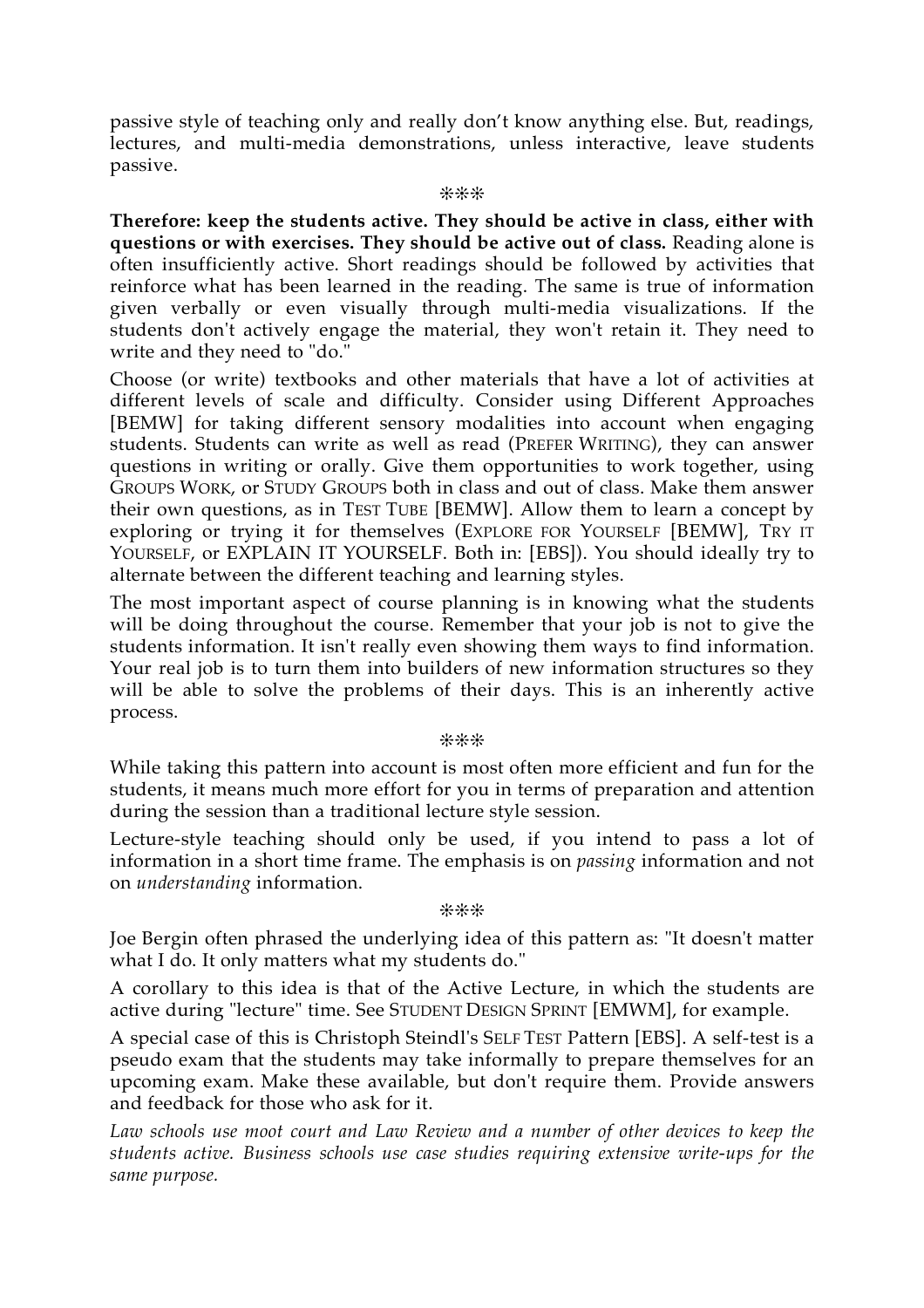passive style of teaching only and really don't know anything else. But, readings, lectures, and multi-media demonstrations, unless interactive, leave students passive.

❊❊❊

**Therefore: keep the students active. They should be active in class, either with questions or with exercises. They should be active out of class.** Reading alone is often insufficiently active. Short readings should be followed by activities that reinforce what has been learned in the reading. The same is true of information given verbally or even visually through multi-media visualizations. If the students don't actively engage the material, they won't retain it. They need to write and they need to "do."

Choose (or write) textbooks and other materials that have a lot of activities at different levels of scale and difficulty. Consider using Different Approaches [BEMW] for taking different sensory modalities into account when engaging students. Students can write as well as read (PREFER WRITING), they can answer questions in writing or orally. Give them opportunities to work together, using GROUPS WORK, or STUDY GROUPS both in class and out of class. Make them answer their own questions, as in TEST TUBE [BEMW]. Allow them to learn a concept by exploring or trying it for themselves (EXPLORE FOR YOURSELF [BEMW], TRY IT YOURSELF, or EXPLAIN IT YOURSELF. Both in: [EBS]). You should ideally try to alternate between the different teaching and learning styles.

The most important aspect of course planning is in knowing what the students will be doing throughout the course. Remember that your job is not to give the students information. It isn't really even showing them ways to find information. Your real job is to turn them into builders of new information structures so they will be able to solve the problems of their days. This is an inherently active process.

❊❊❊

While taking this pattern into account is most often more efficient and fun for the students, it means much more effort for you in terms of preparation and attention during the session than a traditional lecture style session.

Lecture-style teaching should only be used, if you intend to pass a lot of information in a short time frame. The emphasis is on *passing* information and not on *understanding* information.

❊❊❊

Joe Bergin often phrased the underlying idea of this pattern as: "It doesn't matter what I do. It only matters what my students do."

A corollary to this idea is that of the Active Lecture, in which the students are active during "lecture" time. See STUDENT DESIGN SPRINT [EMWM], for example.

A special case of this is Christoph Steindl's SELF TEST Pattern [EBS]. A self-test is a pseudo exam that the students may take informally to prepare themselves for an upcoming exam. Make these available, but don't require them. Provide answers and feedback for those who ask for it.

*Law schools use moot court and Law Review and a number of other devices to keep the students active. Business schools use case studies requiring extensive write-ups for the same purpose.*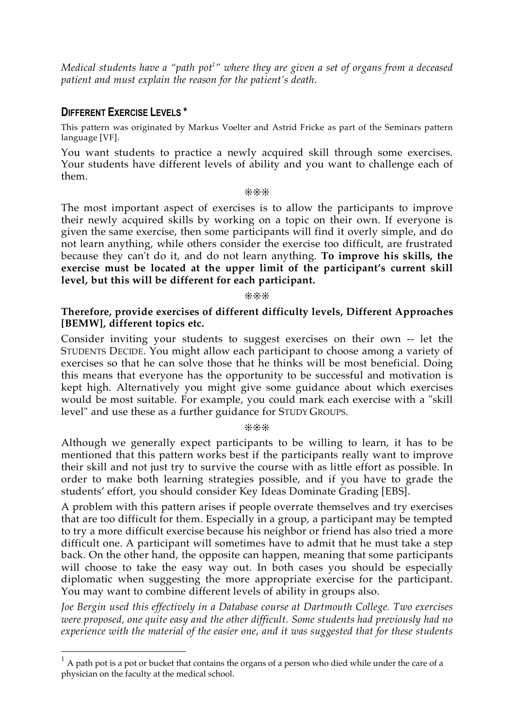*Medical students have a "path pot[1]" where they are given a set of organs from a deceased patient and must explain the reason for the patient's death.*

## DIFFERENT EXERCISE LEVELS *

This pattern was originated by Markus Voelter and Astrid Fricke as part of the Seminars pattern language [VF].

You want students to practice a newly acquired skill through some exercises. Your students have different levels of ability and you want to challenge each of them.

❊❊❊

The most important aspect of exercises is to allow the participants to improve their newly acquired skills by working on a topic on their own. If everyone is given the same exercise, then some participants will find it overly simple, and do not learn anything, while others consider the exercise too difficult, are frustrated because they can't do it, and do not learn anything. **To improve his skills, the exercise must be located at the upper limit of the participant's current skill level, but this will be different for each participant.**

❊❊❊

**Therefore, provide exercises of different difficulty levels, Different Approaches [BEMW], different topics etc.**

Consider inviting your students to suggest exercises on their own -- let the STUDENTS DECIDE. You might allow each participant to choose among a variety of exercises so that he can solve those that he thinks will be most beneficial. Doing this means that everyone has the opportunity to be successful and motivation is kept high. Alternatively you might give some guidance about which exercises would be most suitable. For example, you could mark each exercise with a "skill level" and use these as a further guidance for STUDY GROUPS.

❊❊❊

Although we generally expect participants to be willing to learn, it has to be mentioned that this pattern works best if the participants really want to improve their skill and not just try to survive the course with as little effort as possible. In order to make both learning strategies possible, and if you have to grade the students' effort, you should consider Key Ideas Dominate Grading [EBS].

A problem with this pattern arises if people overrate themselves and try exercises that are too difficult for them. Especially in a group, a participant may be tempted to try a more difficult exercise because his neighbor or friend has also tried a more difficult one. A participant will sometimes have to admit that he must take a step back. On the other hand, the opposite can happen, meaning that some participants will choose to take the easy way out. In both cases you should be especially diplomatic when suggesting the more appropriate exercise for the participant. You may want to combine different levels of ability in groups also.

*Joe Bergin used this effectively in a Database course at Dartmouth College. Two exercises were proposed, one quite easy and the other difficult. Some students had previously had no experience with the material of the easier one, and it was suggested that for these students*

[1] A path pot is a pot or bucket that contains the organs of a person who died while under the care of a physician on the faculty at the medical school.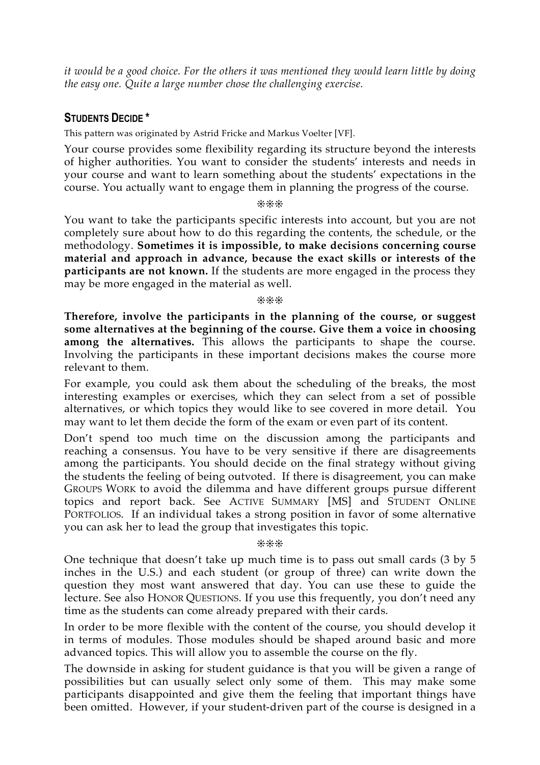*it would be a good choice. For the others it was mentioned they would learn little by doing the easy one. Quite a large number chose the challenging exercise.*

## STUDENTS DECIDE *

This pattern was originated by Astrid Fricke and Markus Voelter [VF].

Your course provides some flexibility regarding its structure beyond the interests of higher authorities. You want to consider the students' interests and needs in your course and want to learn something about the students' expectations in the course. You actually want to engage them in planning the progress of the course.

❊❊❊

You want to take the participants specific interests into account, but you are not completely sure about how to do this regarding the contents, the schedule, or the methodology. **Sometimes it is impossible, to make decisions concerning course material and approach in advance, because the exact skills or interests of the participants are not known.** If the students are more engaged in the process they may be more engaged in the material as well.

❊❊❊

**Therefore, involve the participants in the planning of the course, or suggest some alternatives at the beginning of the course. Give them a voice in choosing among the alternatives.** This allows the participants to shape the course. Involving the participants in these important decisions makes the course more relevant to them.

For example, you could ask them about the scheduling of the breaks, the most interesting examples or exercises, which they can select from a set of possible alternatives, or which topics they would like to see covered in more detail. You may want to let them decide the form of the exam or even part of its content.

Don't spend too much time on the discussion among the participants and reaching a consensus. You have to be very sensitive if there are disagreements among the participants. You should decide on the final strategy without giving the students the feeling of being outvoted. If there is disagreement, you can make GROUPS WORK to avoid the dilemma and have different groups pursue different topics and report back. See ACTIVE SUMMARY [MS] and STUDENT ONLINE PORTFOLIOS. If an individual takes a strong position in favor of some alternative you can ask her to lead the group that investigates this topic.

❊❊❊

One technique that doesn't take up much time is to pass out small cards (3 by 5 inches in the U.S.) and each student (or group of three) can write down the question they most want answered that day. You can use these to guide the lecture. See also HONOR QUESTIONS. If you use this frequently, you don't need any time as the students can come already prepared with their cards.

In order to be more flexible with the content of the course, you should develop it in terms of modules. Those modules should be shaped around basic and more advanced topics. This will allow you to assemble the course on the fly.

The downside in asking for student guidance is that you will be given a range of possibilities but can usually select only some of them. This may make some participants disappointed and give them the feeling that important things have been omitted. However, if your student-driven part of the course is designed in a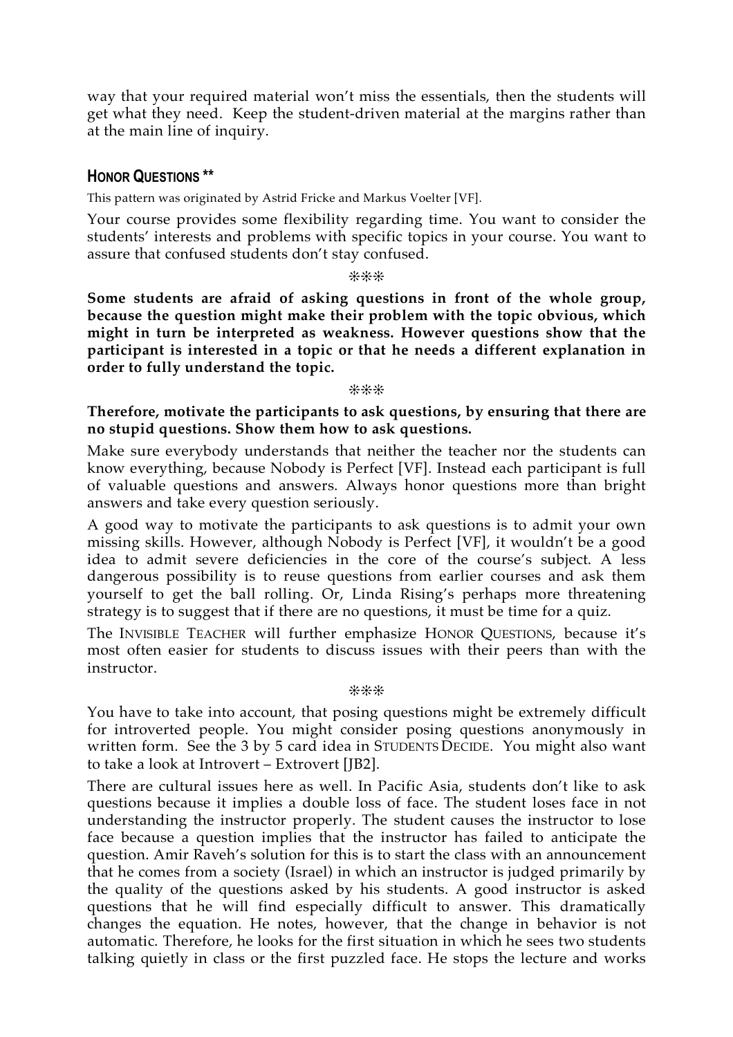way that your required material won't miss the essentials, then the students will get what they need. Keep the student-driven material at the margins rather than at the main line of inquiry.

### HONOR QUESTIONS **

This pattern was originated by Astrid Fricke and Markus Voelter [VF].

Your course provides some flexibility regarding time. You want to consider the students' interests and problems with specific topics in your course. You want to assure that confused students don't stay confused.

❊❊❊

**Some students are afraid of asking questions in front of the whole group, because the question might make their problem with the topic obvious, which might in turn be interpreted as weakness. However questions show that the participant is interested in a topic or that he needs a different explanation in order to fully understand the topic.**

❊❊❊

**Therefore, motivate the participants to ask questions, by ensuring that there are no stupid questions. Show them how to ask questions.**

Make sure everybody understands that neither the teacher nor the students can know everything, because Nobody is Perfect [VF]. Instead each participant is full of valuable questions and answers. Always honor questions more than bright answers and take every question seriously.

A good way to motivate the participants to ask questions is to admit your own missing skills. However, although Nobody is Perfect [VF], it wouldn't be a good idea to admit severe deficiencies in the core of the course's subject. A less dangerous possibility is to reuse questions from earlier courses and ask them yourself to get the ball rolling. Or, Linda Rising's perhaps more threatening strategy is to suggest that if there are no questions, it must be time for a quiz.

The INVISIBLE TEACHER will further emphasize HONOR QUESTIONS, because it's most often easier for students to discuss issues with their peers than with the instructor.

❊❊❊

You have to take into account, that posing questions might be extremely difficult for introverted people. You might consider posing questions anonymously in written form. See the 3 by 5 card idea in STUDENTS DECIDE. You might also want to take a look at Introvert – Extrovert [JB2].

There are cultural issues here as well. In Pacific Asia, students don't like to ask questions because it implies a double loss of face. The student loses face in not understanding the instructor properly. The student causes the instructor to lose face because a question implies that the instructor has failed to anticipate the question. Amir Raveh's solution for this is to start the class with an announcement that he comes from a society (Israel) in which an instructor is judged primarily by the quality of the questions asked by his students. A good instructor is asked questions that he will find especially difficult to answer. This dramatically changes the equation. He notes, however, that the change in behavior is not automatic. Therefore, he looks for the first situation in which he sees two students talking quietly in class or the first puzzled face. He stops the lecture and works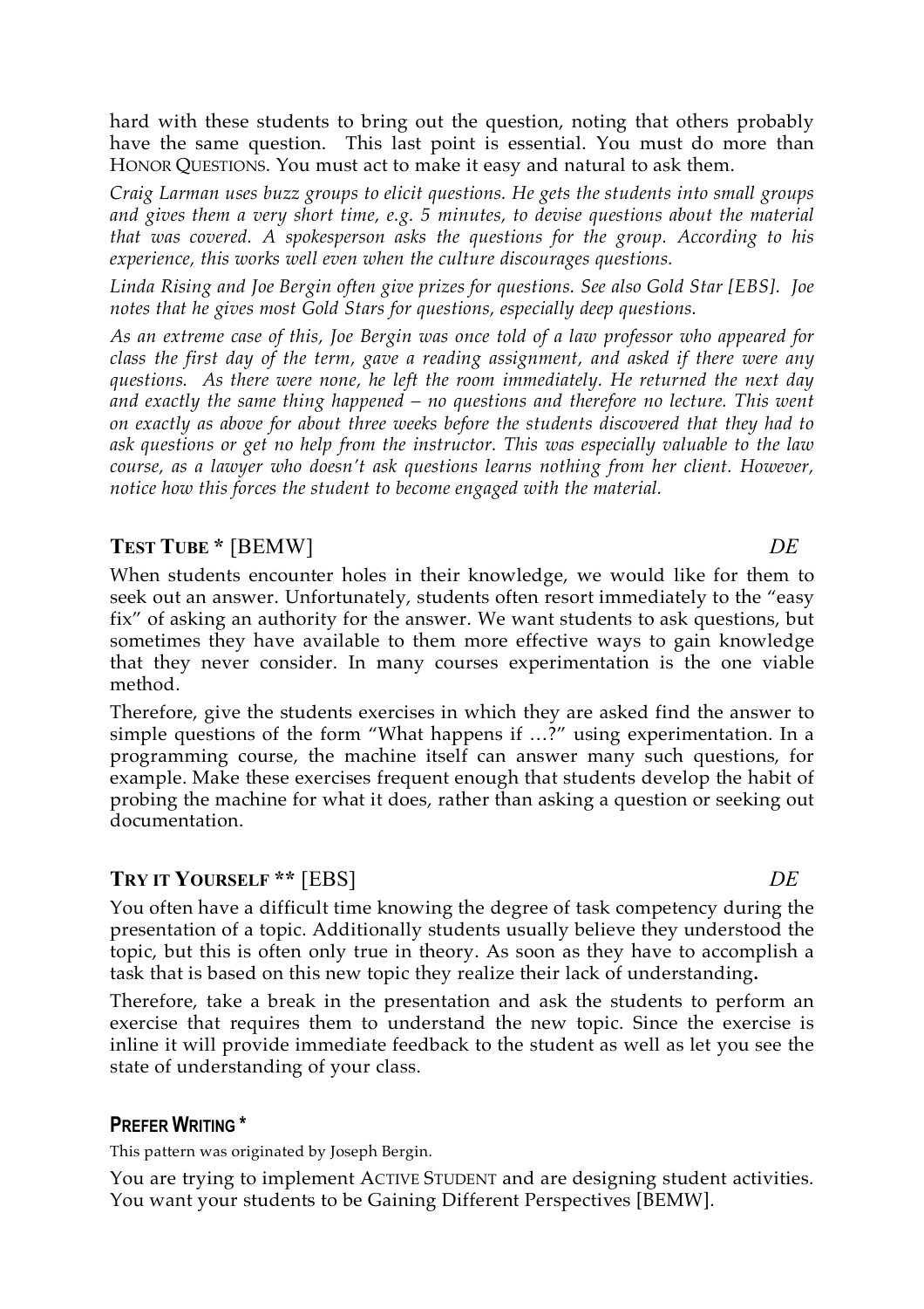hard with these students to bring out the question, noting that others probably have the same question. This last point is essential. You must do more than HONOR QUESTIONS. You must act to make it easy and natural to ask them.

*Craig Larman uses buzz groups to elicit questions. He gets the students into small groups and gives them a very short time, e.g. 5 minutes, to devise questions about the material that was covered. A spokesperson asks the questions for the group. According to his experience, this works well even when the culture discourages questions.*

*Linda Rising and Joe Bergin often give prizes for questions. See also Gold Star [EBS]. Joe notes that he gives most Gold Stars for questions, especially deep questions.*

*As an extreme case of this, Joe Bergin was once told of a law professor who appeared for class the first day of the term, gave a reading assignment, and asked if there were any questions. As there were none, he left the room immediately. He returned the next day and exactly the same thing happened – no questions and therefore no lecture. This went on exactly as above for about three weeks before the students discovered that they had to ask questions or get no help from the instructor. This was especially valuable to the law course, as a lawyer who doesn't ask questions learns nothing from her client. However, notice how this forces the student to become engaged with the material.*

### TEST TUBE * [BEMW] *DE*

When students encounter holes in their knowledge, we would like for them to seek out an answer. Unfortunately, students often resort immediately to the "easy fix" of asking an authority for the answer. We want students to ask questions, but sometimes they have available to them more effective ways to gain knowledge that they never consider. In many courses experimentation is the one viable method.

Therefore, give the students exercises in which they are asked find the answer to simple questions of the form "What happens if …?" using experimentation. In a programming course, the machine itself can answer many such questions, for example. Make these exercises frequent enough that students develop the habit of probing the machine for what it does, rather than asking a question or seeking out documentation.

### TRY IT YOURSELF ** [EBS] *DE*

You often have a difficult time knowing the degree of task competency during the presentation of a topic. Additionally students usually believe they understood the topic, but this is often only true in theory. As soon as they have to accomplish a task that is based on this new topic they realize their lack of understanding**.**

Therefore, take a break in the presentation and ask the students to perform an exercise that requires them to understand the new topic. Since the exercise is inline it will provide immediate feedback to the student as well as let you see the state of understanding of your class.

### PREFER WRITING *

This pattern was originated by Joseph Bergin.

You are trying to implement ACTIVE STUDENT and are designing student activities. You want your students to be Gaining Different Perspectives [BEMW].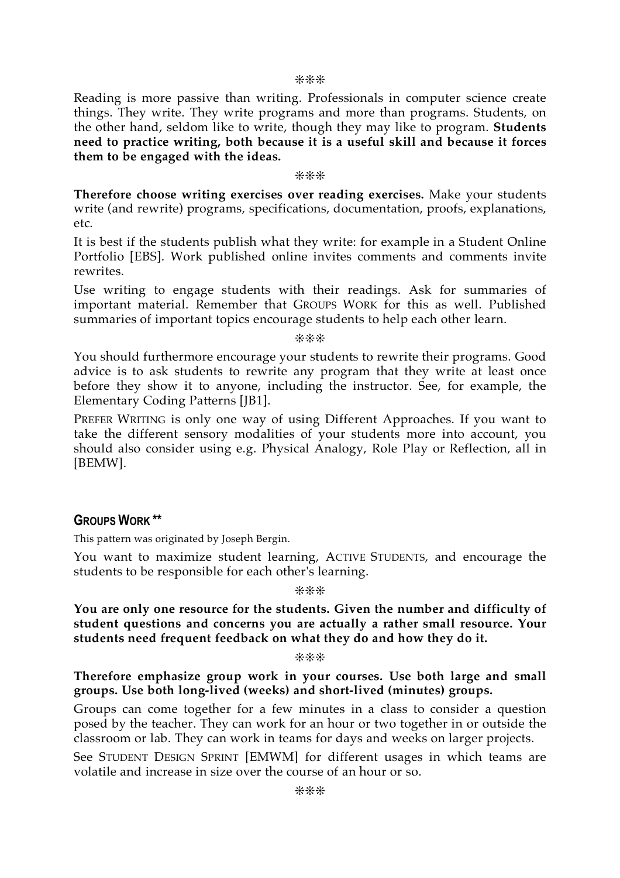❊❊❊

Reading is more passive than writing. Professionals in computer science create things. They write. They write programs and more than programs. Students, on the other hand, seldom like to write, though they may like to program. **Students need to practice writing, both because it is a useful skill and because it forces them to be engaged with the ideas.**

❊❊❊

**Therefore choose writing exercises over reading exercises.** Make your students write (and rewrite) programs, specifications, documentation, proofs, explanations, etc.

It is best if the students publish what they write: for example in a Student Online Portfolio [EBS]. Work published online invites comments and comments invite rewrites.

Use writing to engage students with their readings. Ask for summaries of important material. Remember that GROUPS WORK for this as well. Published summaries of important topics encourage students to help each other learn.

❊❊❊

You should furthermore encourage your students to rewrite their programs. Good advice is to ask students to rewrite any program that they write at least once before they show it to anyone, including the instructor. See, for example, the Elementary Coding Patterns [JB1].

PREFER WRITING is only one way of using Different Approaches. If you want to take the different sensory modalities of your students more into account, you should also consider using e.g. Physical Analogy, Role Play or Reflection, all in [BEMW].

## GROUPS WORK **

This pattern was originated by Joseph Bergin.

You want to maximize student learning, ACTIVE STUDENTS, and encourage the students to be responsible for each other's learning.

❊❊❊

**You are only one resource for the students. Given the number and difficulty of student questions and concerns you are actually a rather small resource. Your students need frequent feedback on what they do and how they do it.**

❊❊❊

**Therefore emphasize group work in your courses. Use both large and small groups. Use both long-lived (weeks) and short-lived (minutes) groups.**

Groups can come together for a few minutes in a class to consider a question posed by the teacher. They can work for an hour or two together in or outside the classroom or lab. They can work in teams for days and weeks on larger projects.

See STUDENT DESIGN SPRINT [EMWM] for different usages in which teams are volatile and increase in size over the course of an hour or so.

❊❊❊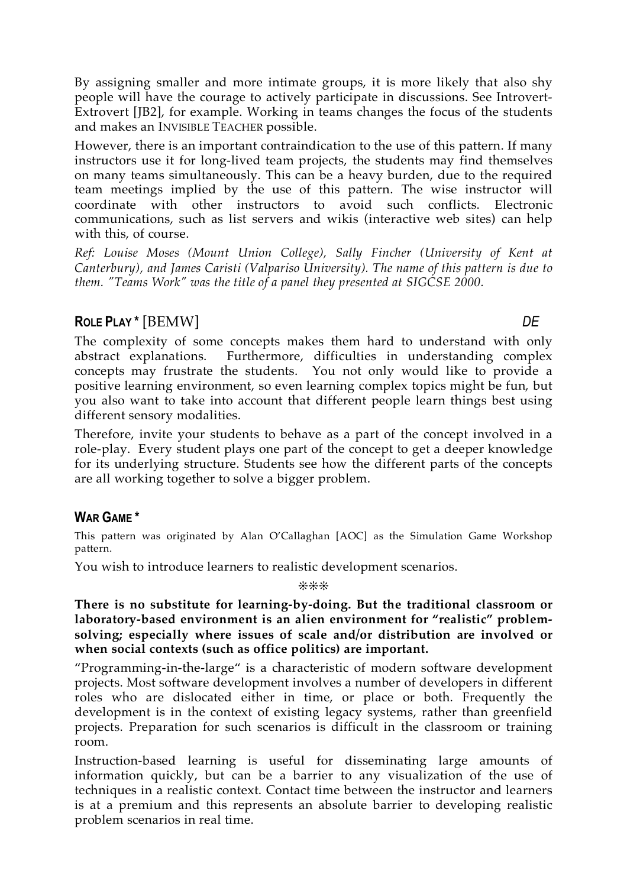By assigning smaller and more intimate groups, it is more likely that also shy people will have the courage to actively participate in discussions. See Introvert-Extrovert [JB2], for example. Working in teams changes the focus of the students and makes an INVISIBLE TEACHER possible.

However, there is an important contraindication to the use of this pattern. If many instructors use it for long-lived team projects, the students may find themselves on many teams simultaneously. This can be a heavy burden, due to the required team meetings implied by the use of this pattern. The wise instructor will coordinate with other instructors to avoid such conflicts. Electronic communications, such as list servers and wikis (interactive web sites) can help with this, of course.

*Ref: Louise Moses (Mount Union College), Sally Fincher (University of Kent at Canterbury), and James Caristi (Valpariso University). The name of this pattern is due to them. "Teams Work" was the title of a panel they presented at SIGCSE 2000.*

### ROLE PLAY * [BEMW] *DE*

The complexity of some concepts makes them hard to understand with only abstract explanations. Furthermore, difficulties in understanding complex concepts may frustrate the students. You not only would like to provide a positive learning environment, so even learning complex topics might be fun, but you also want to take into account that different people learn things best using different sensory modalities.

Therefore, invite your students to behave as a part of the concept involved in a role-play. Every student plays one part of the concept to get a deeper knowledge for its underlying structure. Students see how the different parts of the concepts are all working together to solve a bigger problem.

### WAR GAME *

This pattern was originated by Alan O'Callaghan [AOC] as the Simulation Game Workshop pattern.

You wish to introduce learners to realistic development scenarios.

❊❊❊

**There is no substitute for learning-by-doing. But the traditional classroom or laboratory-based environment is an alien environment for "realistic" problem-solving; especially where issues of scale and/or distribution are involved or when social contexts (such as office politics) are important.**

"Programming-in-the-large" is a characteristic of modern software development projects. Most software development involves a number of developers in different roles who are dislocated either in time, or place or both. Frequently the development is in the context of existing legacy systems, rather than greenfield projects. Preparation for such scenarios is difficult in the classroom or training room.

Instruction-based learning is useful for disseminating large amounts of information quickly, but can be a barrier to any visualization of the use of techniques in a realistic context. Contact time between the instructor and learners is at a premium and this represents an absolute barrier to developing realistic problem scenarios in real time.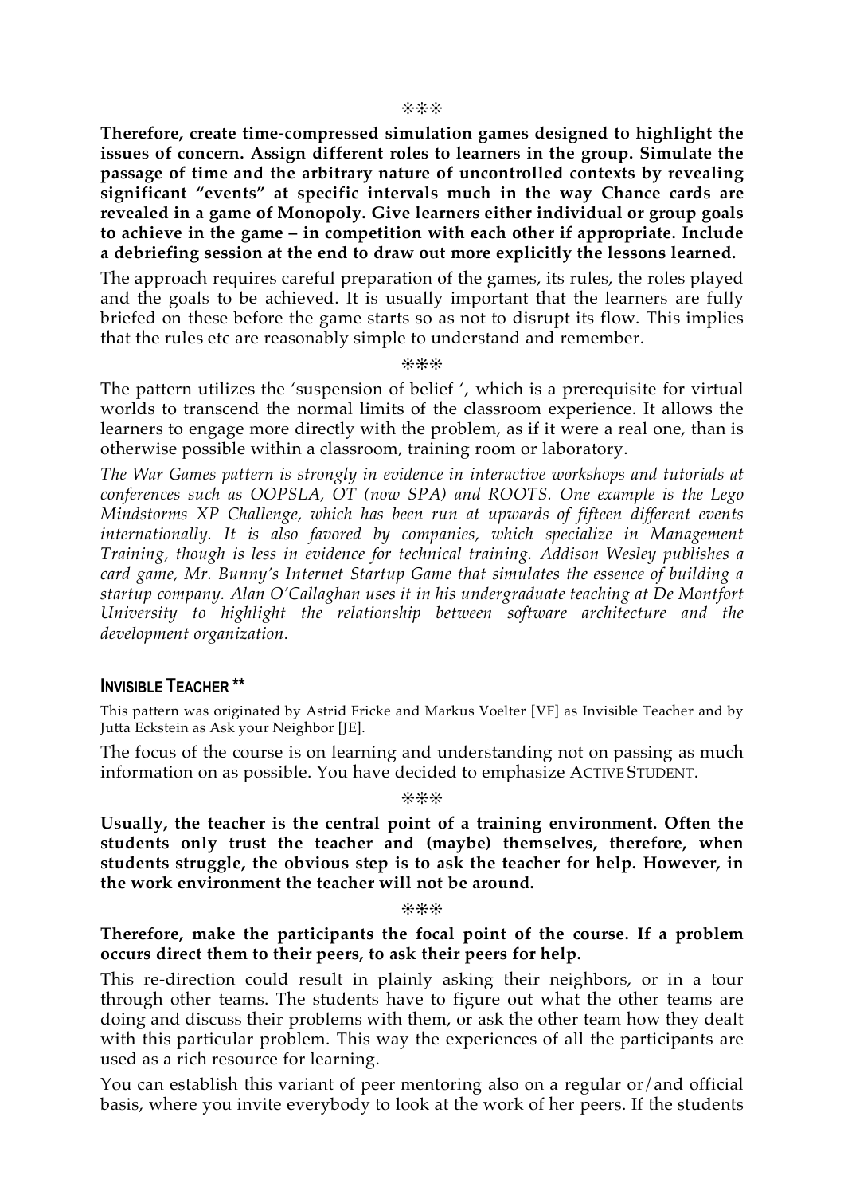❊❊❊

**Therefore, create time-compressed simulation games designed to highlight the issues of concern. Assign different roles to learners in the group. Simulate the passage of time and the arbitrary nature of uncontrolled contexts by revealing significant "events" at specific intervals much in the way Chance cards are revealed in a game of Monopoly. Give learners either individual or group goals to achieve in the game – in competition with each other if appropriate. Include a debriefing session at the end to draw out more explicitly the lessons learned.**

The approach requires careful preparation of the games, its rules, the roles played and the goals to be achieved. It is usually important that the learners are fully briefed on these before the game starts so as not to disrupt its flow. This implies that the rules etc are reasonably simple to understand and remember.

❊❊❊

The pattern utilizes the 'suspension of belief ', which is a prerequisite for virtual worlds to transcend the normal limits of the classroom experience. It allows the learners to engage more directly with the problem, as if it were a real one, than is otherwise possible within a classroom, training room or laboratory.

*The War Games pattern is strongly in evidence in interactive workshops and tutorials at conferences such as OOPSLA, OT (now SPA) and ROOTS. One example is the Lego Mindstorms XP Challenge, which has been run at upwards of fifteen different events internationally. It is also favored by companies, which specialize in Management Training, though is less in evidence for technical training. Addison Wesley publishes a card game, Mr. Bunny's Internet Startup Game that simulates the essence of building a startup company. Alan O'Callaghan uses it in his undergraduate teaching at De Montfort University to highlight the relationship between software architecture and the development organization.*

## INVISIBLE TEACHER **

This pattern was originated by Astrid Fricke and Markus Voelter [VF] as Invisible Teacher and by Jutta Eckstein as Ask your Neighbor [JE].

The focus of the course is on learning and understanding not on passing as much information on as possible. You have decided to emphasize ACTIVE STUDENT.

❊❊❊

**Usually, the teacher is the central point of a training environment. Often the students only trust the teacher and (maybe) themselves, therefore, when students struggle, the obvious step is to ask the teacher for help. However, in the work environment the teacher will not be around.**

❊❊❊

**Therefore, make the participants the focal point of the course. If a problem occurs direct them to their peers, to ask their peers for help.**

This re-direction could result in plainly asking their neighbors, or in a tour through other teams. The students have to figure out what the other teams are doing and discuss their problems with them, or ask the other team how they dealt with this particular problem. This way the experiences of all the participants are used as a rich resource for learning.

You can establish this variant of peer mentoring also on a regular or/and official basis, where you invite everybody to look at the work of her peers. If the students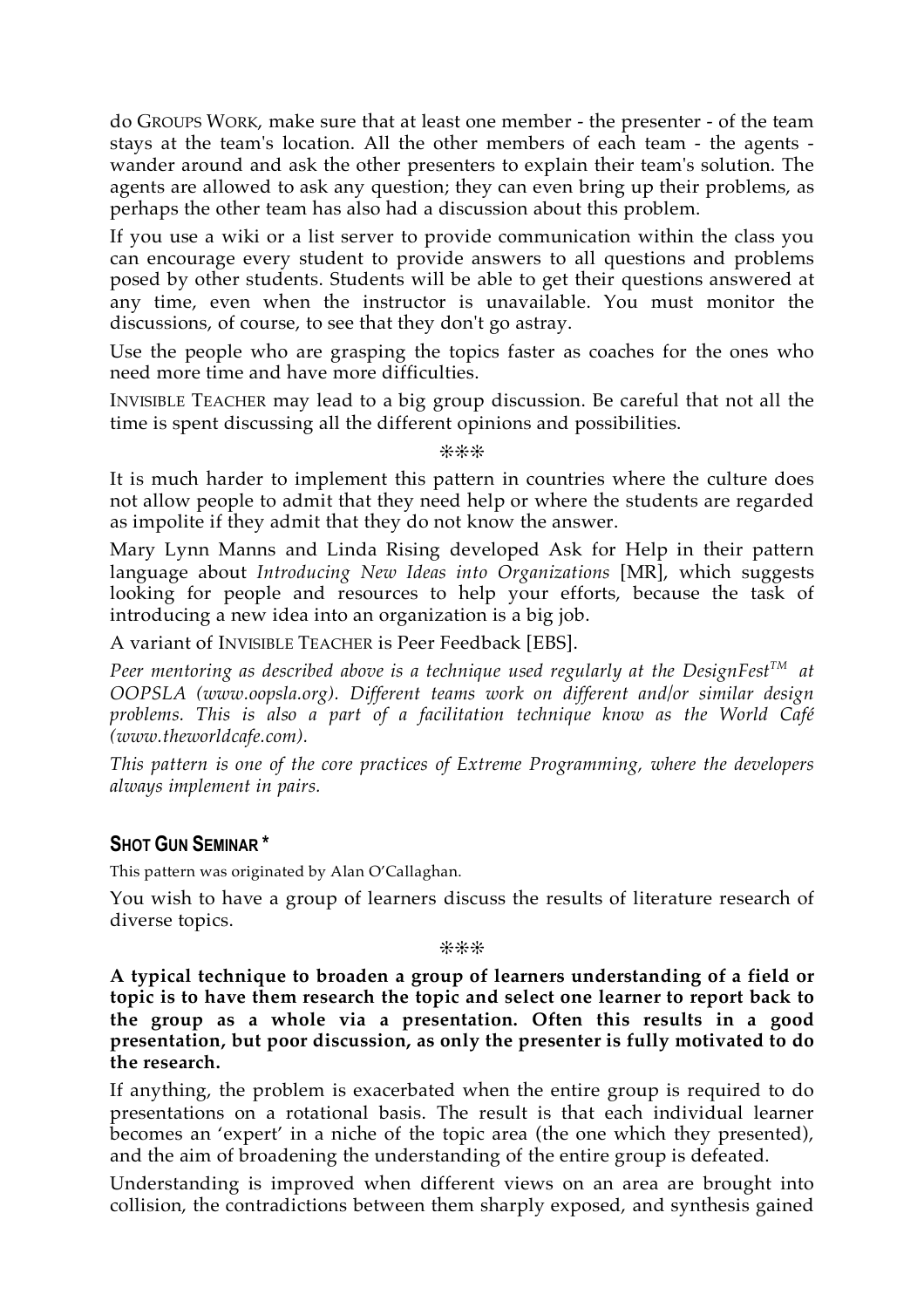do GROUPS WORK, make sure that at least one member - the presenter - of the team stays at the team's location. All the other members of each team - the agents - wander around and ask the other presenters to explain their team's solution. The agents are allowed to ask any question; they can even bring up their problems, as perhaps the other team has also had a discussion about this problem.

If you use a wiki or a list server to provide communication within the class you can encourage every student to provide answers to all questions and problems posed by other students. Students will be able to get their questions answered at any time, even when the instructor is unavailable. You must monitor the discussions, of course, to see that they don't go astray.

Use the people who are grasping the topics faster as coaches for the ones who need more time and have more difficulties.

INVISIBLE TEACHER may lead to a big group discussion. Be careful that not all the time is spent discussing all the different opinions and possibilities.

❋❋❋

It is much harder to implement this pattern in countries where the culture does not allow people to admit that they need help or where the students are regarded as impolite if they admit that they do not know the answer.

Mary Lynn Manns and Linda Rising developed Ask for Help in their pattern language about *Introducing New Ideas into Organizations* [MR], which suggests looking for people and resources to help your efforts, because the task of introducing a new idea into an organization is a big job.

A variant of INVISIBLE TEACHER is Peer Feedback [EBS].

*Peer mentoring as described above is a technique used regularly at the DesignFest™ at OOPSLA (www.oopsla.org). Different teams work on different and/or similar design problems. This is also a part of a facilitation technique know as the World Café (www.theworldcafe.com).*

*This pattern is one of the core practices of Extreme Programming, where the developers always implement in pairs.*

## SHOT GUN SEMINAR *

This pattern was originated by Alan O'Callaghan.

You wish to have a group of learners discuss the results of literature research of diverse topics.

❋❋❋

**A typical technique to broaden a group of learners understanding of a field or topic is to have them research the topic and select one learner to report back to the group as a whole via a presentation. Often this results in a good presentation, but poor discussion, as only the presenter is fully motivated to do the research.**

If anything, the problem is exacerbated when the entire group is required to do presentations on a rotational basis. The result is that each individual learner becomes an 'expert' in a niche of the topic area (the one which they presented), and the aim of broadening the understanding of the entire group is defeated.

Understanding is improved when different views on an area are brought into collision, the contradictions between them sharply exposed, and synthesis gained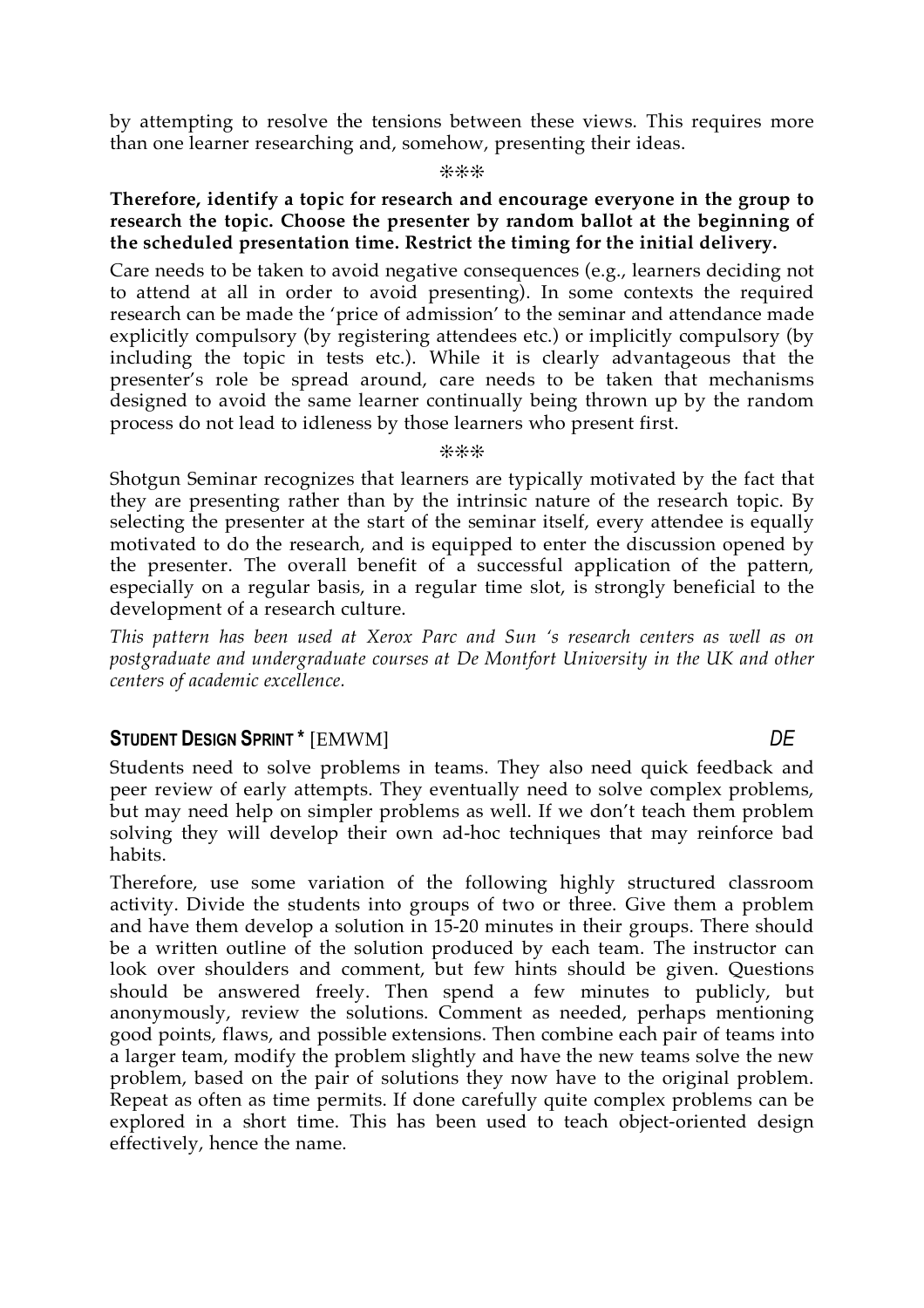by attempting to resolve the tensions between these views. This requires more than one learner researching and, somehow, presenting their ideas.

❊❊❊

**Therefore, identify a topic for research and encourage everyone in the group to research the topic. Choose the presenter by random ballot at the beginning of the scheduled presentation time. Restrict the timing for the initial delivery.**

Care needs to be taken to avoid negative consequences (e.g., learners deciding not to attend at all in order to avoid presenting). In some contexts the required research can be made the 'price of admission' to the seminar and attendance made explicitly compulsory (by registering attendees etc.) or implicitly compulsory (by including the topic in tests etc.). While it is clearly advantageous that the presenter's role be spread around, care needs to be taken that mechanisms designed to avoid the same learner continually being thrown up by the random process do not lead to idleness by those learners who present first.

❊❊❊

Shotgun Seminar recognizes that learners are typically motivated by the fact that they are presenting rather than by the intrinsic nature of the research topic. By selecting the presenter at the start of the seminar itself, every attendee is equally motivated to do the research, and is equipped to enter the discussion opened by the presenter. The overall benefit of a successful application of the pattern, especially on a regular basis, in a regular time slot, is strongly beneficial to the development of a research culture.

*This pattern has been used at Xerox Parc and Sun 's research centers as well as on postgraduate and undergraduate courses at De Montfort University in the UK and other centers of academic excellence.*

## STUDENT DESIGN SPRINT * [EMWM] *DE*

Students need to solve problems in teams. They also need quick feedback and peer review of early attempts. They eventually need to solve complex problems, but may need help on simpler problems as well. If we don't teach them problem solving they will develop their own ad-hoc techniques that may reinforce bad habits.

Therefore, use some variation of the following highly structured classroom activity. Divide the students into groups of two or three. Give them a problem and have them develop a solution in 15-20 minutes in their groups. There should be a written outline of the solution produced by each team. The instructor can look over shoulders and comment, but few hints should be given. Questions should be answered freely. Then spend a few minutes to publicly, but anonymously, review the solutions. Comment as needed, perhaps mentioning good points, flaws, and possible extensions. Then combine each pair of teams into a larger team, modify the problem slightly and have the new teams solve the new problem, based on the pair of solutions they now have to the original problem. Repeat as often as time permits. If done carefully quite complex problems can be explored in a short time. This has been used to teach object-oriented design effectively, hence the name.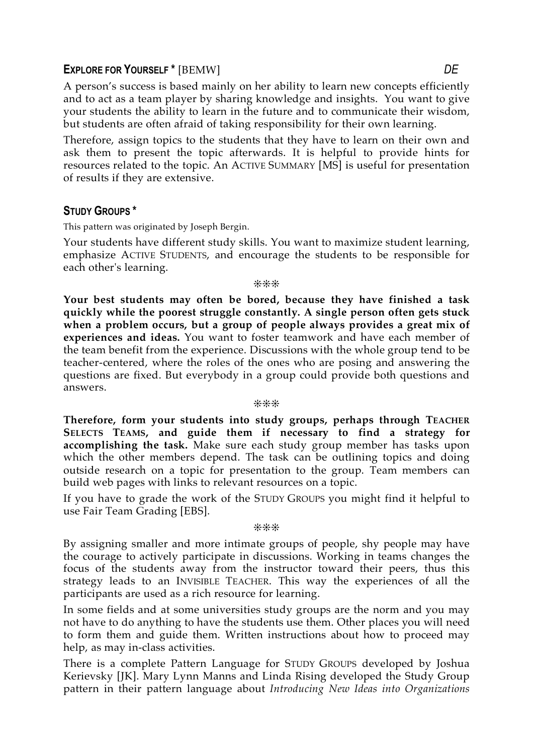## EXPLORE FOR YOURSELF * [BEMW] *DE*

A person's success is based mainly on her ability to learn new concepts efficiently and to act as a team player by sharing knowledge and insights. You want to give your students the ability to learn in the future and to communicate their wisdom, but students are often afraid of taking responsibility for their own learning.

Therefore, assign topics to the students that they have to learn on their own and ask them to present the topic afterwards. It is helpful to provide hints for resources related to the topic. An ACTIVE SUMMARY [MS] is useful for presentation of results if they are extensive.

## STUDY GROUPS *

This pattern was originated by Joseph Bergin.

Your students have different study skills. You want to maximize student learning, emphasize ACTIVE STUDENTS, and encourage the students to be responsible for each other's learning.

❊❊❊

**Your best students may often be bored, because they have finished a task quickly while the poorest struggle constantly. A single person often gets stuck when a problem occurs, but a group of people always provides a great mix of experiences and ideas.** You want to foster teamwork and have each member of the team benefit from the experience. Discussions with the whole group tend to be teacher-centered, where the roles of the ones who are posing and answering the questions are fixed. But everybody in a group could provide both questions and answers.

❊❊❊

**Therefore, form your students into study groups, perhaps through TEACHER SELECTS TEAMS, and guide them if necessary to find a strategy for accomplishing the task.** Make sure each study group member has tasks upon which the other members depend. The task can be outlining topics and doing outside research on a topic for presentation to the group. Team members can build web pages with links to relevant resources on a topic.

If you have to grade the work of the STUDY GROUPS you might find it helpful to use Fair Team Grading [EBS].

❊❊❊

By assigning smaller and more intimate groups of people, shy people may have the courage to actively participate in discussions. Working in teams changes the focus of the students away from the instructor toward their peers, thus this strategy leads to an INVISIBLE TEACHER. This way the experiences of all the participants are used as a rich resource for learning.

In some fields and at some universities study groups are the norm and you may not have to do anything to have the students use them. Other places you will need to form them and guide them. Written instructions about how to proceed may help, as may in-class activities.

There is a complete Pattern Language for STUDY GROUPS developed by Joshua Kerievsky [JK]. Mary Lynn Manns and Linda Rising developed the Study Group pattern in their pattern language about *Introducing New Ideas into Organizations*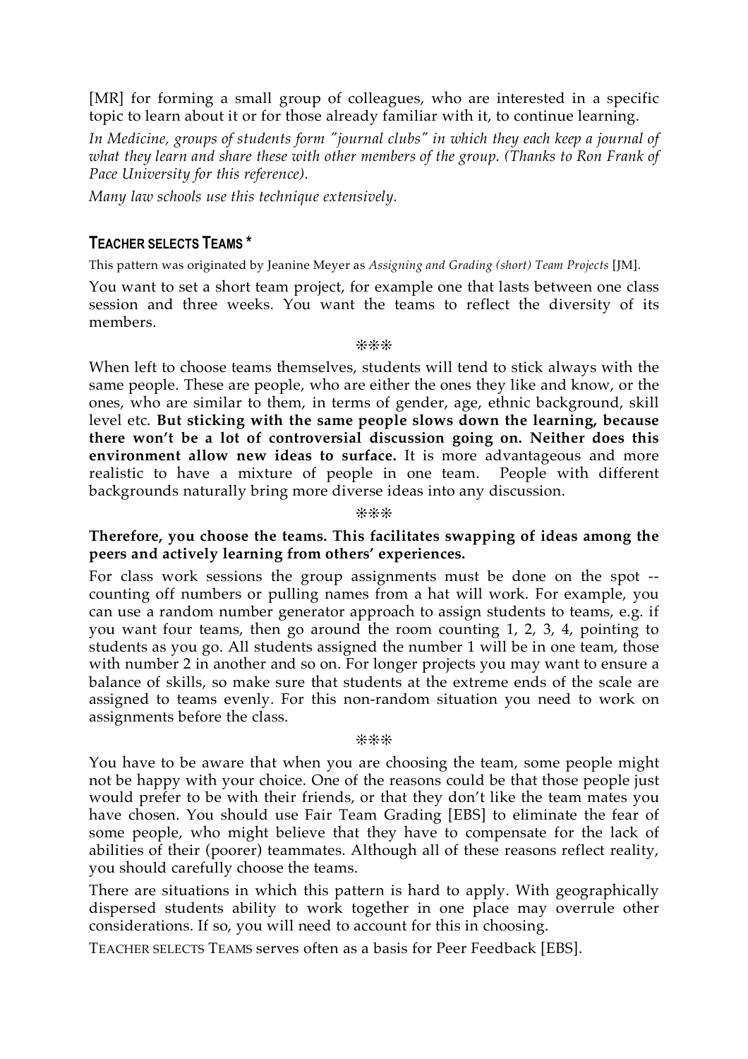[MR] for forming a small group of colleagues, who are interested in a specific topic to learn about it or for those already familiar with it, to continue learning.

*In Medicine, groups of students form "journal clubs" in which they each keep a journal of what they learn and share these with other members of the group. (Thanks to Ron Frank of Pace University for this reference).*

*Many law schools use this technique extensively.*

### TEACHER SELECTS TEAMS *

This pattern was originated by Jeanine Meyer as *Assigning and Grading (short) Team Projects* [JM].

You want to set a short team project, for example one that lasts between one class session and three weeks. You want the teams to reflect the diversity of its members.

❊❊❊

When left to choose teams themselves, students will tend to stick always with the same people. These are people, who are either the ones they like and know, or the ones, who are similar to them, in terms of gender, age, ethnic background, skill level etc. **But sticking with the same people slows down the learning, because there won't be a lot of controversial discussion going on. Neither does this environment allow new ideas to surface.** It is more advantageous and more realistic to have a mixture of people in one team. People with different backgrounds naturally bring more diverse ideas into any discussion.

❊❊❊

**Therefore, you choose the teams. This facilitates swapping of ideas among the peers and actively learning from others' experiences.**

For class work sessions the group assignments must be done on the spot -- counting off numbers or pulling names from a hat will work. For example, you can use a random number generator approach to assign students to teams, e.g. if you want four teams, then go around the room counting 1, 2, 3, 4, pointing to students as you go. All students assigned the number 1 will be in one team, those with number 2 in another and so on. For longer projects you may want to ensure a balance of skills, so make sure that students at the extreme ends of the scale are assigned to teams evenly. For this non-random situation you need to work on assignments before the class.

❊❊❊

You have to be aware that when you are choosing the team, some people might not be happy with your choice. One of the reasons could be that those people just would prefer to be with their friends, or that they don't like the team mates you have chosen. You should use Fair Team Grading [EBS] to eliminate the fear of some people, who might believe that they have to compensate for the lack of abilities of their (poorer) teammates. Although all of these reasons reflect reality, you should carefully choose the teams.

There are situations in which this pattern is hard to apply. With geographically dispersed students ability to work together in one place may overrule other considerations. If so, you will need to account for this in choosing.

TEACHER SELECTS TEAMS serves often as a basis for Peer Feedback [EBS].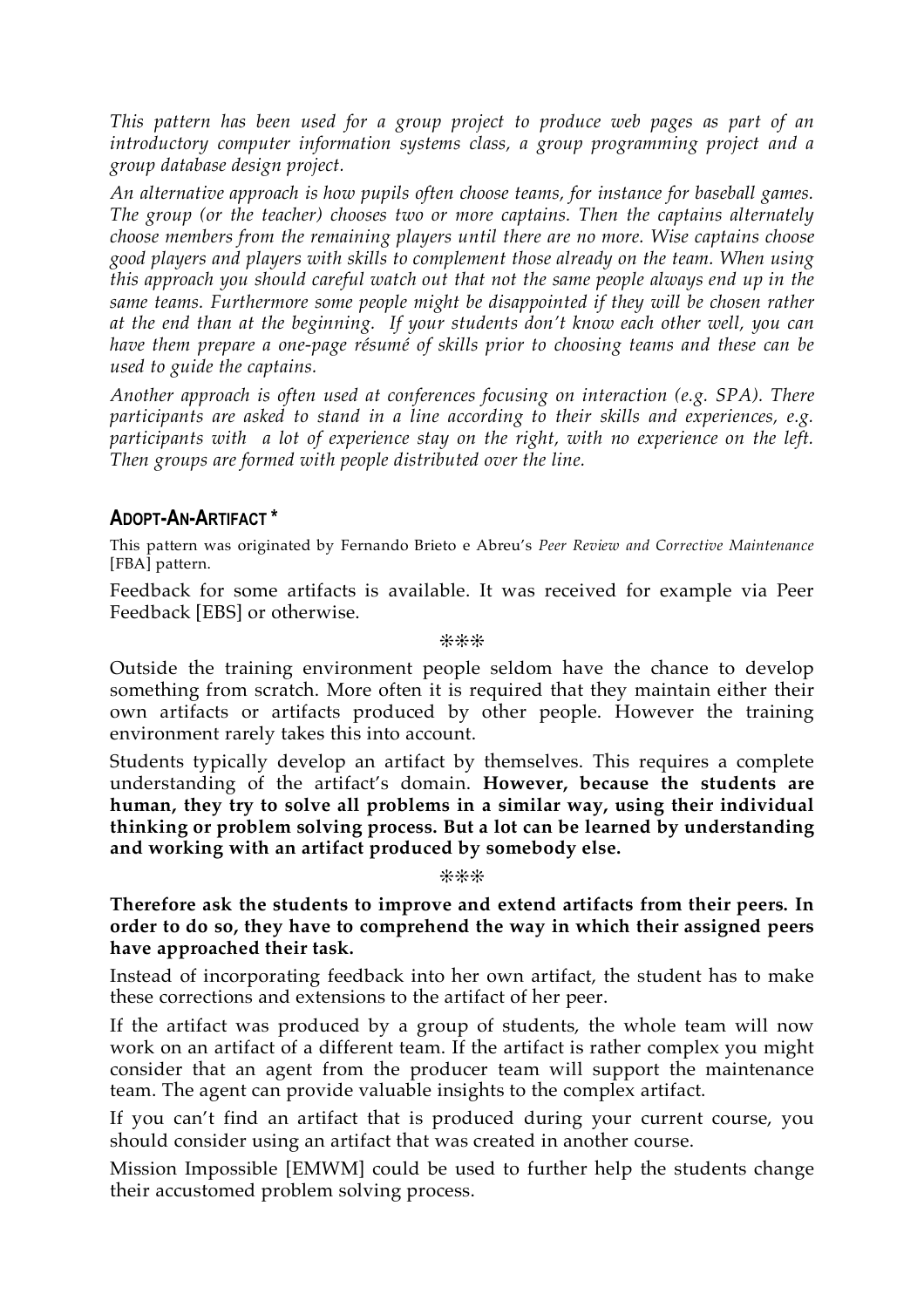*This pattern has been used for a group project to produce web pages as part of an introductory computer information systems class, a group programming project and a group database design project.*

*An alternative approach is how pupils often choose teams, for instance for baseball games. The group (or the teacher) chooses two or more captains. Then the captains alternately choose members from the remaining players until there are no more. Wise captains choose good players and players with skills to complement those already on the team. When using this approach you should careful watch out that not the same people always end up in the same teams. Furthermore some people might be disappointed if they will be chosen rather at the end than at the beginning. If your students don't know each other well, you can have them prepare a one-page résumé of skills prior to choosing teams and these can be used to guide the captains.*

*Another approach is often used at conferences focusing on interaction (e.g. SPA). There participants are asked to stand in a line according to their skills and experiences, e.g. participants with a lot of experience stay on the right, with no experience on the left. Then groups are formed with people distributed over the line.*

## ADOPT-AN-ARTIFACT *

This pattern was originated by Fernando Brieto e Abreu's *Peer Review and Corrective Maintenance* [FBA] pattern.

Feedback for some artifacts is available. It was received for example via Peer Feedback [EBS] or otherwise.

❋❋❋

Outside the training environment people seldom have the chance to develop something from scratch. More often it is required that they maintain either their own artifacts or artifacts produced by other people. However the training environment rarely takes this into account.

Students typically develop an artifact by themselves. This requires a complete understanding of the artifact's domain. **However, because the students are human, they try to solve all problems in a similar way, using their individual thinking or problem solving process. But a lot can be learned by understanding and working with an artifact produced by somebody else.**

❋❋❋

**Therefore ask the students to improve and extend artifacts from their peers. In order to do so, they have to comprehend the way in which their assigned peers have approached their task.**

Instead of incorporating feedback into her own artifact, the student has to make these corrections and extensions to the artifact of her peer.

If the artifact was produced by a group of students, the whole team will now work on an artifact of a different team. If the artifact is rather complex you might consider that an agent from the producer team will support the maintenance team. The agent can provide valuable insights to the complex artifact.

If you can't find an artifact that is produced during your current course, you should consider using an artifact that was created in another course.

Mission Impossible [EMWM] could be used to further help the students change their accustomed problem solving process.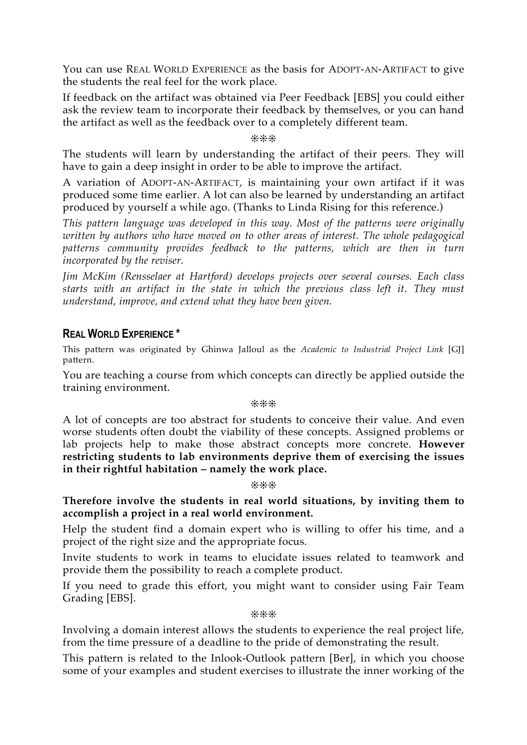You can use REAL WORLD EXPERIENCE as the basis for ADOPT-AN-ARTIFACT to give the students the real feel for the work place.

If feedback on the artifact was obtained via Peer Feedback [EBS] you could either ask the review team to incorporate their feedback by themselves, or you can hand the artifact as well as the feedback over to a completely different team.

❊❊❊

The students will learn by understanding the artifact of their peers. They will have to gain a deep insight in order to be able to improve the artifact.

A variation of ADOPT-AN-ARTIFACT, is maintaining your own artifact if it was produced some time earlier. A lot can also be learned by understanding an artifact produced by yourself a while ago. (Thanks to Linda Rising for this reference.)

*This pattern language was developed in this way. Most of the patterns were originally written by authors who have moved on to other areas of interest. The whole pedagogical patterns community provides feedback to the patterns, which are then in turn incorporated by the reviser.*

*Jim McKim (Rensselaer at Hartford) develops projects over several courses. Each class starts with an artifact in the state in which the previous class left it. They must understand, improve, and extend what they have been given.*

## REAL WORLD EXPERIENCE *

This pattern was originated by Ghinwa Jalloul as the *Academic to Industrial Project Link* [GJ] pattern.

You are teaching a course from which concepts can directly be applied outside the training environment.

❊❊❊

A lot of concepts are too abstract for students to conceive their value. And even worse students often doubt the viability of these concepts. Assigned problems or lab projects help to make those abstract concepts more concrete. **However restricting students to lab environments deprive them of exercising the issues in their rightful habitation – namely the work place.**

❊❊❊

**Therefore involve the students in real world situations, by inviting them to accomplish a project in a real world environment.**

Help the student find a domain expert who is willing to offer his time, and a project of the right size and the appropriate focus.

Invite students to work in teams to elucidate issues related to teamwork and provide them the possibility to reach a complete product.

If you need to grade this effort, you might want to consider using Fair Team Grading [EBS].

❊❊❊

Involving a domain interest allows the students to experience the real project life, from the time pressure of a deadline to the pride of demonstrating the result.

This pattern is related to the Inlook-Outlook pattern [Ber], in which you choose some of your examples and student exercises to illustrate the inner working of the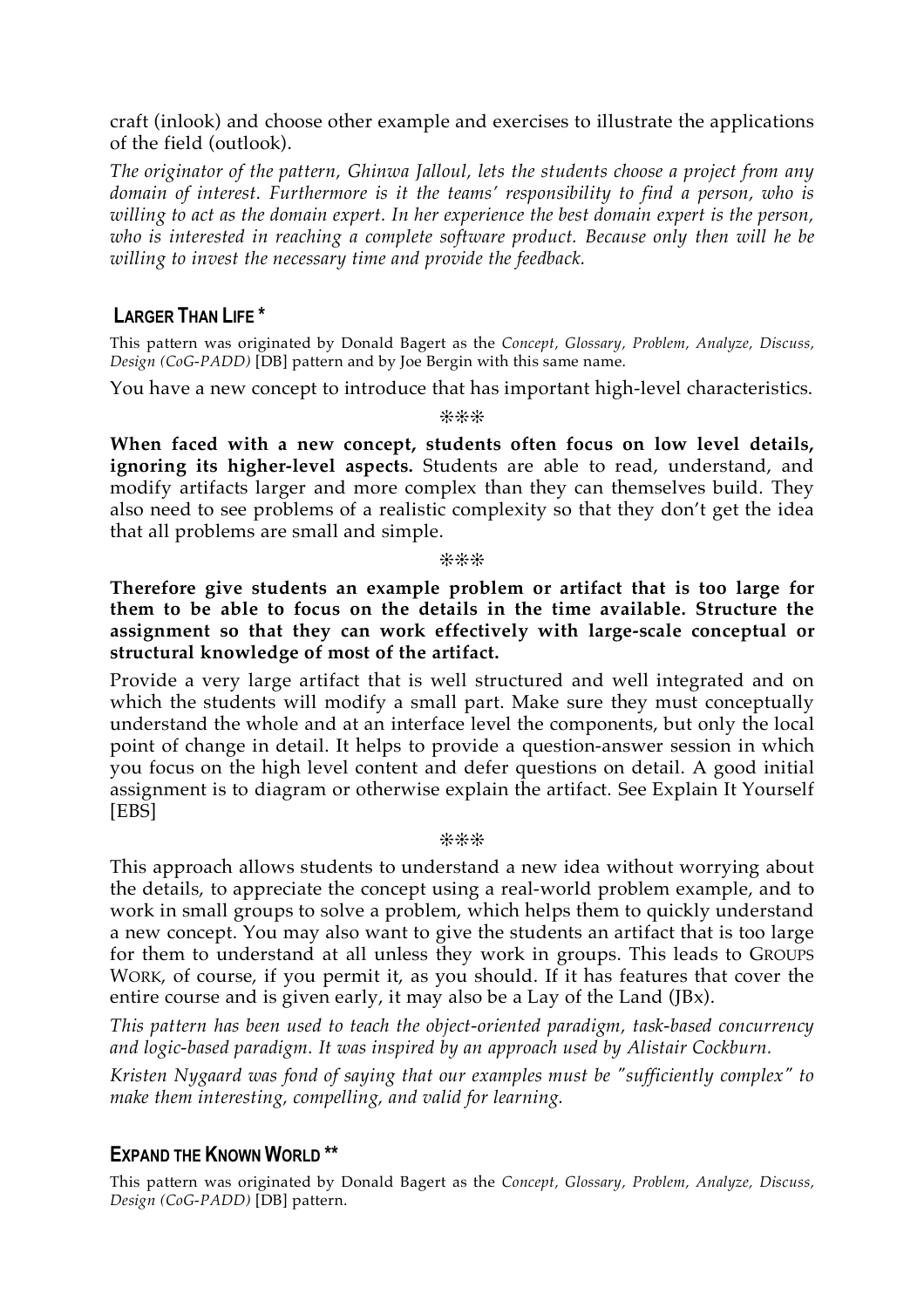craft (inlook) and choose other example and exercises to illustrate the applications of the field (outlook).

*The originator of the pattern, Ghinwa Jalloul, lets the students choose a project from any domain of interest. Furthermore is it the teams' responsibility to find a person, who is willing to act as the domain expert. In her experience the best domain expert is the person, who is interested in reaching a complete software product. Because only then will he be willing to invest the necessary time and provide the feedback.*

## LARGER THAN LIFE *

This pattern was originated by Donald Bagert as the *Concept, Glossary, Problem, Analyze, Discuss, Design (CoG-PADD)* [DB] pattern and by Joe Bergin with this same name.

You have a new concept to introduce that has important high-level characteristics.

❊❊❊

**When faced with a new concept, students often focus on low level details, ignoring its higher-level aspects.** Students are able to read, understand, and modify artifacts larger and more complex than they can themselves build. They also need to see problems of a realistic complexity so that they don't get the idea that all problems are small and simple.

❊❊❊

**Therefore give students an example problem or artifact that is too large for them to be able to focus on the details in the time available. Structure the assignment so that they can work effectively with large-scale conceptual or structural knowledge of most of the artifact.**

Provide a very large artifact that is well structured and well integrated and on which the students will modify a small part. Make sure they must conceptually understand the whole and at an interface level the components, but only the local point of change in detail. It helps to provide a question-answer session in which you focus on the high level content and defer questions on detail. A good initial assignment is to diagram or otherwise explain the artifact. See Explain It Yourself [EBS]

❊❊❊

This approach allows students to understand a new idea without worrying about the details, to appreciate the concept using a real-world problem example, and to work in small groups to solve a problem, which helps them to quickly understand a new concept. You may also want to give the students an artifact that is too large for them to understand at all unless they work in groups. This leads to GROUPS WORK, of course, if you permit it, as you should. If it has features that cover the entire course and is given early, it may also be a Lay of the Land (JBx).

*This pattern has been used to teach the object-oriented paradigm, task-based concurrency and logic-based paradigm. It was inspired by an approach used by Alistair Cockburn.*

*Kristen Nygaard was fond of saying that our examples must be "sufficiently complex" to make them interesting, compelling, and valid for learning.*

## EXPAND THE KNOWN WORLD **

This pattern was originated by Donald Bagert as the *Concept, Glossary, Problem, Analyze, Discuss, Design (CoG-PADD)* [DB] pattern.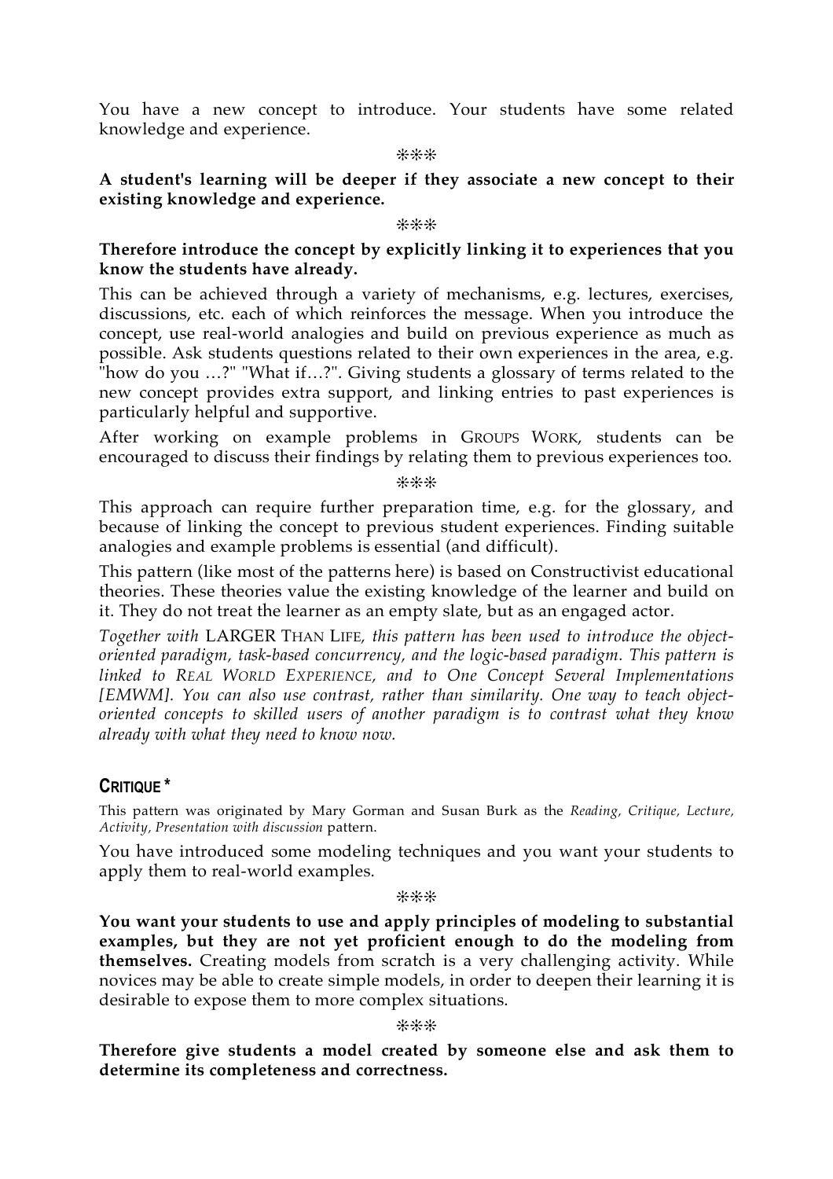You have a new concept to introduce. Your students have some related knowledge and experience.

❊❊❊

**A student's learning will be deeper if they associate a new concept to their existing knowledge and experience.**

❊❊❊

**Therefore introduce the concept by explicitly linking it to experiences that you know the students have already.**

This can be achieved through a variety of mechanisms, e.g. lectures, exercises, discussions, etc. each of which reinforces the message. When you introduce the concept, use real-world analogies and build on previous experience as much as possible. Ask students questions related to their own experiences in the area, e.g. "how do you …?" "What if…?". Giving students a glossary of terms related to the new concept provides extra support, and linking entries to past experiences is particularly helpful and supportive.

After working on example problems in GROUPS WORK, students can be encouraged to discuss their findings by relating them to previous experiences too.

❊❊❊

This approach can require further preparation time, e.g. for the glossary, and because of linking the concept to previous student experiences. Finding suitable analogies and example problems is essential (and difficult).

This pattern (like most of the patterns here) is based on Constructivist educational theories. These theories value the existing knowledge of the learner and build on it. They do not treat the learner as an empty slate, but as an engaged actor.

*Together with* LARGER THAN LIFE*, this pattern has been used to introduce the object-oriented paradigm, task-based concurrency, and the logic-based paradigm. This pattern is linked to* REAL WORLD EXPERIENCE*, and to One Concept Several Implementations [EMWM]. You can also use contrast, rather than similarity. One way to teach object-oriented concepts to skilled users of another paradigm is to contrast what they know already with what they need to know now.*

## CRITIQUE *

This pattern was originated by Mary Gorman and Susan Burk as the *Reading, Critique, Lecture, Activity, Presentation with discussion* pattern.

You have introduced some modeling techniques and you want your students to apply them to real-world examples.

❊❊❊

**You want your students to use and apply principles of modeling to substantial examples, but they are not yet proficient enough to do the modeling from themselves.** Creating models from scratch is a very challenging activity. While novices may be able to create simple models, in order to deepen their learning it is desirable to expose them to more complex situations.

❊❊❊

**Therefore give students a model created by someone else and ask them to determine its completeness and correctness.**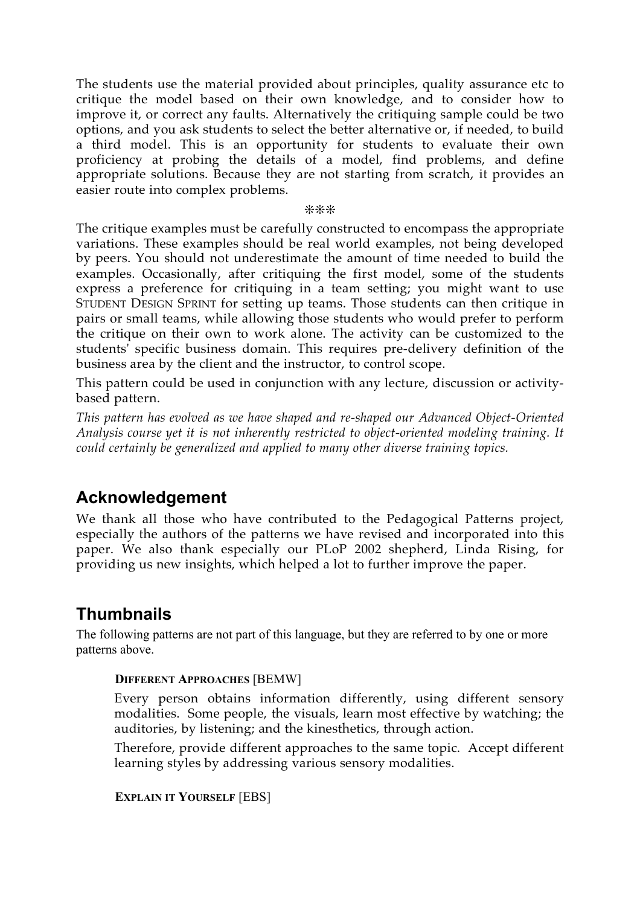The students use the material provided about principles, quality assurance etc to critique the model based on their own knowledge, and to consider how to improve it, or correct any faults. Alternatively the critiquing sample could be two options, and you ask students to select the better alternative or, if needed, to build a third model. This is an opportunity for students to evaluate their own proficiency at probing the details of a model, find problems, and define appropriate solutions. Because they are not starting from scratch, it provides an easier route into complex problems.

❊❊❊

The critique examples must be carefully constructed to encompass the appropriate variations. These examples should be real world examples, not being developed by peers. You should not underestimate the amount of time needed to build the examples. Occasionally, after critiquing the first model, some of the students express a preference for critiquing in a team setting; you might want to use STUDENT DESIGN SPRINT for setting up teams. Those students can then critique in pairs or small teams, while allowing those students who would prefer to perform the critique on their own to work alone. The activity can be customized to the students' specific business domain. This requires pre-delivery definition of the business area by the client and the instructor, to control scope.

This pattern could be used in conjunction with any lecture, discussion or activity-based pattern.

*This pattern has evolved as we have shaped and re-shaped our Advanced Object-Oriented Analysis course yet it is not inherently restricted to object-oriented modeling training. It could certainly be generalized and applied to many other diverse training topics.*

## Acknowledgement

We thank all those who have contributed to the Pedagogical Patterns project, especially the authors of the patterns we have revised and incorporated into this paper. We also thank especially our PLoP 2002 shepherd, Linda Rising, for providing us new insights, which helped a lot to further improve the paper.

## Thumbnails

The following patterns are not part of this language, but they are referred to by one or more patterns above.

**DIFFERENT APPROACHES** [BEMW]

Every person obtains information differently, using different sensory modalities. Some people, the visuals, learn most effective by watching; the auditories, by listening; and the kinesthetics, through action.

Therefore, provide different approaches to the same topic. Accept different learning styles by addressing various sensory modalities.

**EXPLAIN IT YOURSELF** [EBS]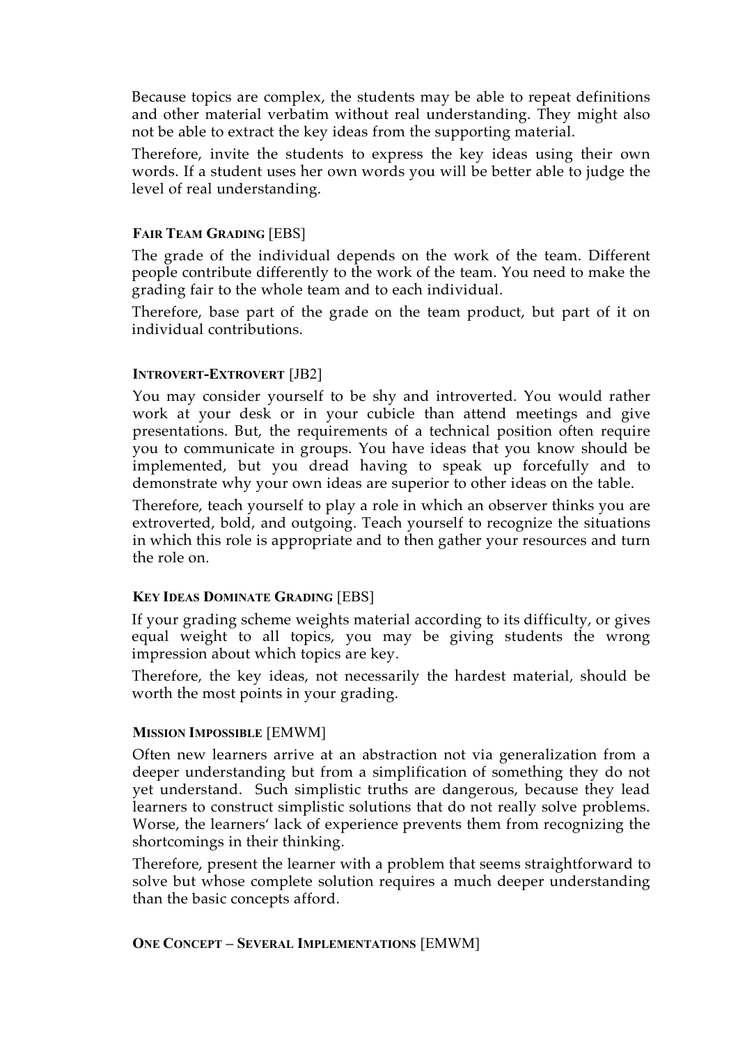Because topics are complex, the students may be able to repeat definitions and other material verbatim without real understanding. They might also not be able to extract the key ideas from the supporting material.

Therefore, invite the students to express the key ideas using their own words. If a student uses her own words you will be better able to judge the level of real understanding.

#### **FAIR TEAM GRADING** [EBS]

The grade of the individual depends on the work of the team. Different people contribute differently to the work of the team. You need to make the grading fair to the whole team and to each individual.

Therefore, base part of the grade on the team product, but part of it on individual contributions.

#### **INTROVERT-EXTROVERT** [JB2]

You may consider yourself to be shy and introverted. You would rather work at your desk or in your cubicle than attend meetings and give presentations. But, the requirements of a technical position often require you to communicate in groups. You have ideas that you know should be implemented, but you dread having to speak up forcefully and to demonstrate why your own ideas are superior to other ideas on the table.

Therefore, teach yourself to play a role in which an observer thinks you are extroverted, bold, and outgoing. Teach yourself to recognize the situations in which this role is appropriate and to then gather your resources and turn the role on.

#### **KEY IDEAS DOMINATE GRADING** [EBS]

If your grading scheme weights material according to its difficulty, or gives equal weight to all topics, you may be giving students the wrong impression about which topics are key.

Therefore, the key ideas, not necessarily the hardest material, should be worth the most points in your grading.

#### **MISSION IMPOSSIBLE** [EMWM]

Often new learners arrive at an abstraction not via generalization from a deeper understanding but from a simplification of something they do not yet understand. Such simplistic truths are dangerous, because they lead learners to construct simplistic solutions that do not really solve problems. Worse, the learners' lack of experience prevents them from recognizing the shortcomings in their thinking.

Therefore, present the learner with a problem that seems straightforward to solve but whose complete solution requires a much deeper understanding than the basic concepts afford.

#### **ONE CONCEPT – SEVERAL IMPLEMENTATIONS** [EMWM]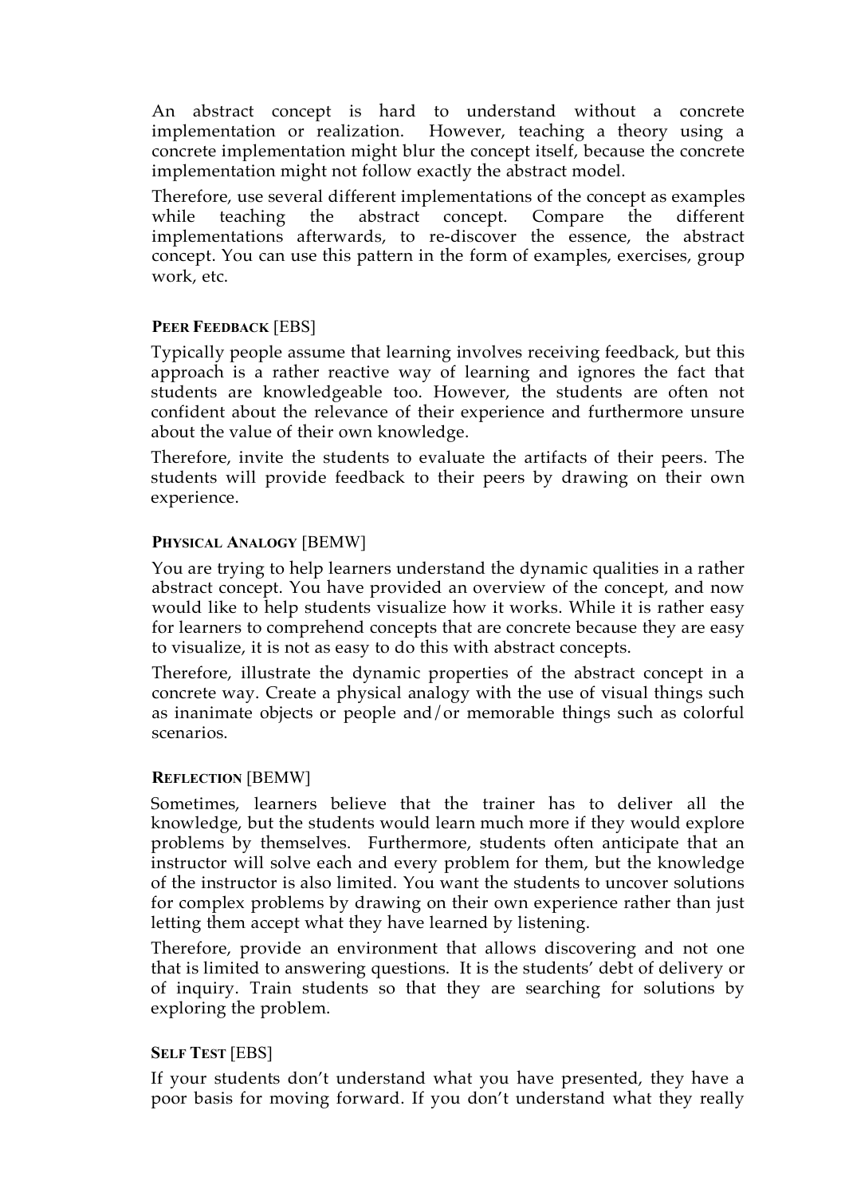An abstract concept is hard to understand without a concrete implementation or realization. However, teaching a theory using a concrete implementation might blur the concept itself, because the concrete implementation might not follow exactly the abstract model.

Therefore, use several different implementations of the concept as examples while teaching the abstract concept. Compare the different implementations afterwards, to re-discover the essence, the abstract concept. You can use this pattern in the form of examples, exercises, group work, etc.

**PEER FEEDBACK** [EBS]

Typically people assume that learning involves receiving feedback, but this approach is a rather reactive way of learning and ignores the fact that students are knowledgeable too. However, the students are often not confident about the relevance of their experience and furthermore unsure about the value of their own knowledge.

Therefore, invite the students to evaluate the artifacts of their peers. The students will provide feedback to their peers by drawing on their own experience.

**PHYSICAL ANALOGY** [BEMW]

You are trying to help learners understand the dynamic qualities in a rather abstract concept. You have provided an overview of the concept, and now would like to help students visualize how it works. While it is rather easy for learners to comprehend concepts that are concrete because they are easy to visualize, it is not as easy to do this with abstract concepts.

Therefore, illustrate the dynamic properties of the abstract concept in a concrete way. Create a physical analogy with the use of visual things such as inanimate objects or people and/or memorable things such as colorful scenarios.

**REFLECTION** [BEMW]

Sometimes, learners believe that the trainer has to deliver all the knowledge, but the students would learn much more if they would explore problems by themselves. Furthermore, students often anticipate that an instructor will solve each and every problem for them, but the knowledge of the instructor is also limited. You want the students to uncover solutions for complex problems by drawing on their own experience rather than just letting them accept what they have learned by listening.

Therefore, provide an environment that allows discovering and not one that is limited to answering questions. It is the students' debt of delivery or of inquiry. Train students so that they are searching for solutions by exploring the problem.

**SELF TEST** [EBS]

If your students don't understand what you have presented, they have a poor basis for moving forward. If you don't understand what they really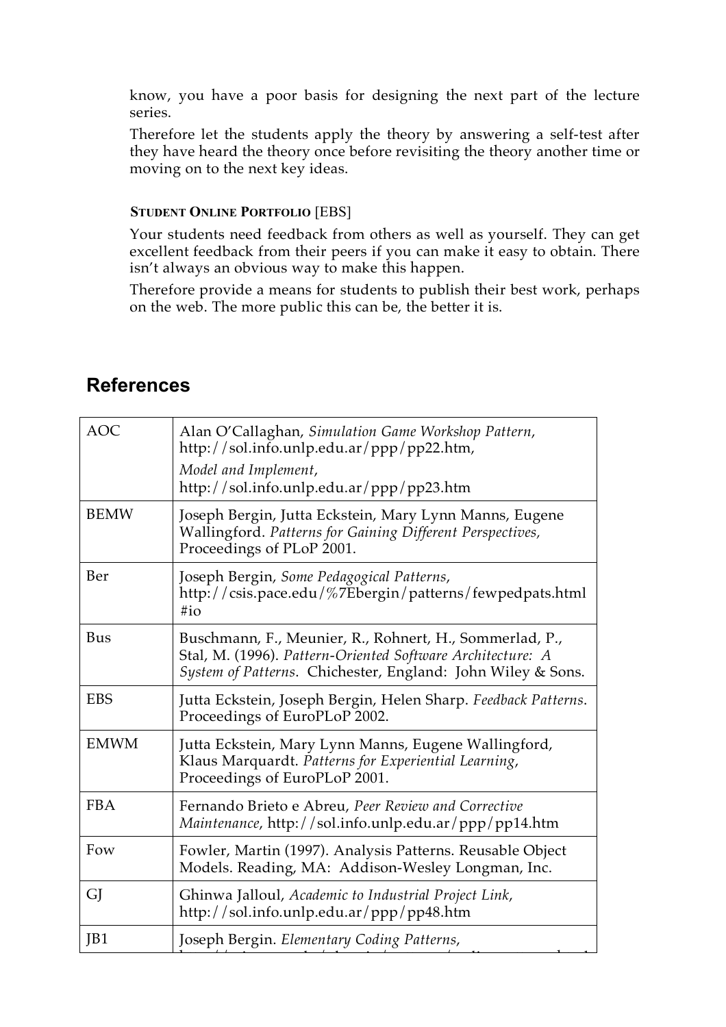know, you have a poor basis for designing the next part of the lecture series.

Therefore let the students apply the theory by answering a self-test after they have heard the theory once before revisiting the theory another time or moving on to the next key ideas.

**STUDENT ONLINE PORTFOLIO** [EBS]

Your students need feedback from others as well as yourself. They can get excellent feedback from their peers if you can make it easy to obtain. There isn't always an obvious way to make this happen.

Therefore provide a means for students to publish their best work, perhaps on the web. The more public this can be, the better it is.

## References

| | |
|---|---|
| AOC | Alan O'Callaghan, *Simulation Game Workshop Pattern*, http://sol.info.unlp.edu.ar/ppp/pp22.htm, *Model and Implement*, http://sol.info.unlp.edu.ar/ppp/pp23.htm |
| BEMW | Joseph Bergin, Jutta Eckstein, Mary Lynn Manns, Eugene Wallingford. *Patterns for Gaining Different Perspectives,* Proceedings of PLoP 2001. |
| Ber | Joseph Bergin, *Some Pedagogical Patterns*, http://csis.pace.edu/%7Ebergin/patterns/fewpedpats.html#io |
| Bus | Buschmann, F., Meunier, R., Rohnert, H., Sommerlad, P., Stal, M. (1996). *Pattern-Oriented Software Architecture: A System of Patterns*. Chichester, England: John Wiley & Sons. |
| EBS | Jutta Eckstein, Joseph Bergin, Helen Sharp. *Feedback Patterns*. Proceedings of EuroPLoP 2002. |
| EMWM | Jutta Eckstein, Mary Lynn Manns, Eugene Wallingford, Klaus Marquardt. *Patterns for Experiential Learning*, Proceedings of EuroPLoP 2001. |
| FBA | Fernando Brieto e Abreu, *Peer Review and Corrective Maintenance*, http://sol.info.unlp.edu.ar/ppp/pp14.htm |
| Fow | Fowler, Martin (1997). Analysis Patterns. Reusable Object Models. Reading, MA: Addison-Wesley Longman, Inc. |
| GJ | Ghinwa Jalloul, *Academic to Industrial Project Link*, http://sol.info.unlp.edu.ar/ppp/pp48.htm |
| JB1 | Joseph Bergin. *Elementary Coding Patterns*, |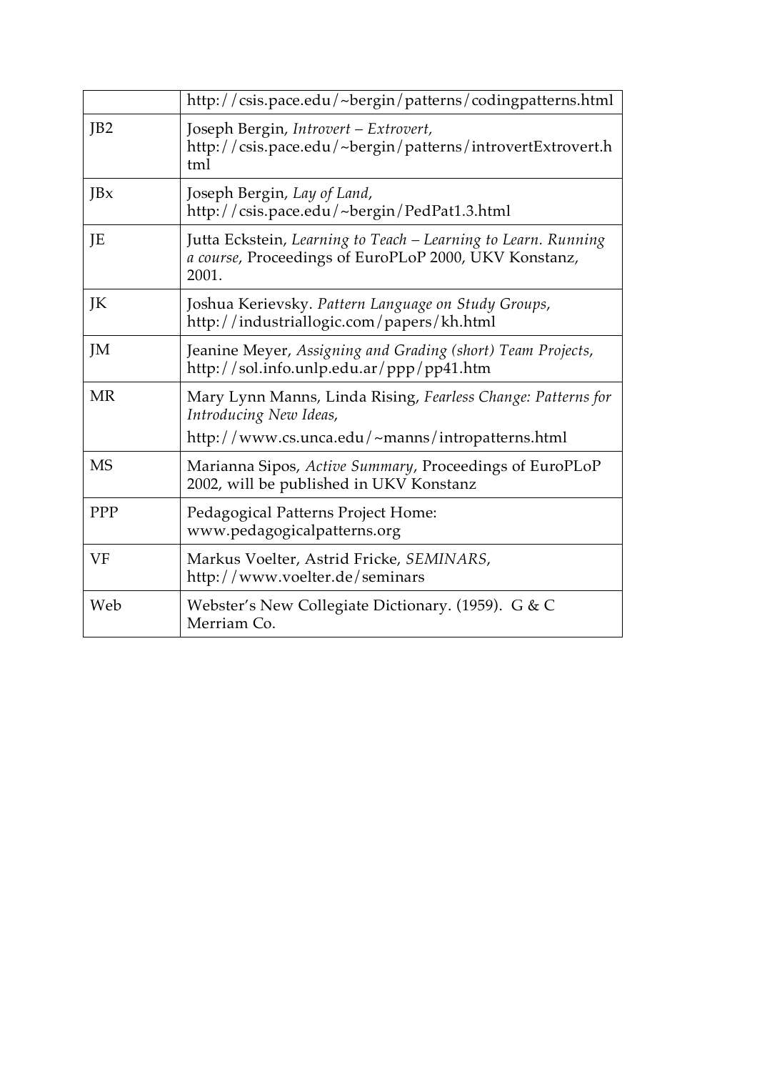| | |
|---|---|
| | http://csis.pace.edu/~bergin/patterns/codingpatterns.html |
| JB2 | Joseph Bergin, *Introvert – Extrovert,* http://csis.pace.edu/~bergin/patterns/introvertExtrovert.html |
| JBx | Joseph Bergin, *Lay of Land*, http://csis.pace.edu/~bergin/PedPat1.3.html |
| JE | Jutta Eckstein, *Learning to Teach – Learning to Learn. Running a course*, Proceedings of EuroPLoP 2000, UKV Konstanz, 2001. |
| JK | Joshua Kerievsky. *Pattern Language on Study Groups*, http://industriallogic.com/papers/kh.html |
| JM | Jeanine Meyer, *Assigning and Grading (short) Team Projects*, http://sol.info.unlp.edu.ar/ppp/pp41.htm |
| MR | Mary Lynn Manns, Linda Rising, *Fearless Change: Patterns for Introducing New Ideas*, http://www.cs.unca.edu/~manns/intropatterns.html |
| MS | Marianna Sipos, *Active Summary*, Proceedings of EuroPLoP 2002, will be published in UKV Konstanz |
| PPP | Pedagogical Patterns Project Home: www.pedagogicalpatterns.org |
| VF | Markus Voelter, Astrid Fricke, *SEMINARS*, http://www.voelter.de/seminars |
| Web | Webster's New Collegiate Dictionary. (1959). G & C Merriam Co. |